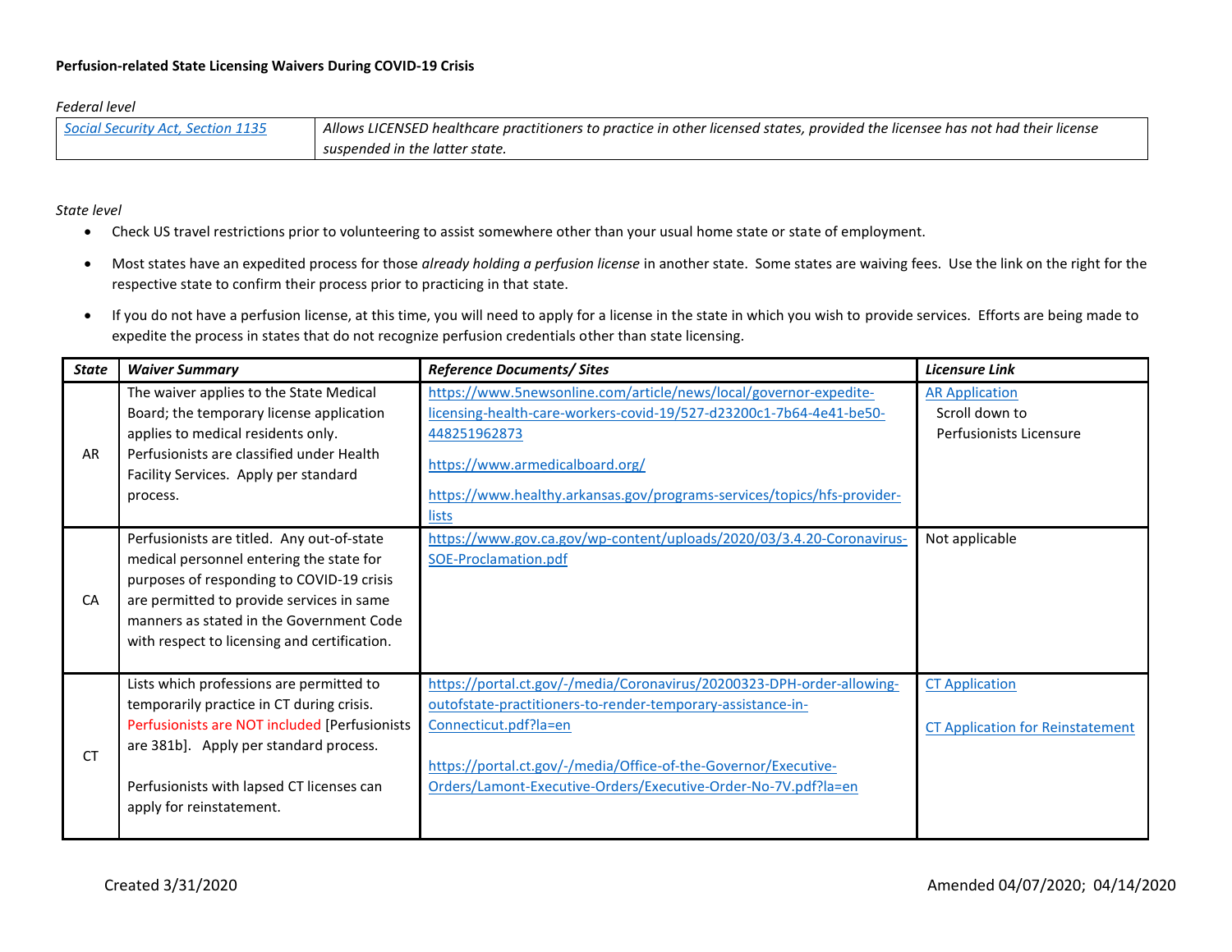**Perfusion-related State Licensing Waivers During COVID-19 Crisis**

*Federal level*

| | |
|---|---|
| *Social Security Act, Section 1135* | *Allows LICENSED healthcare practitioners to practice in other licensed states, provided the licensee has not had their license suspended in the latter state.* |

*State level*

- Check US travel restrictions prior to volunteering to assist somewhere other than your usual home state or state of employment.
- Most states have an expedited process for those *already holding a perfusion license* in another state. Some states are waiving fees. Use the link on the right for the respective state to confirm their process prior to practicing in that state.
- If you do not have a perfusion license, at this time, you will need to apply for a license in the state in which you wish to provide services. Efforts are being made to expedite the process in states that do not recognize perfusion credentials other than state licensing.

| *State* | *Waiver Summary* | *Reference Documents/ Sites* | *Licensure Link* |
|---|---|---|---|
| AR | The waiver applies to the State Medical Board; the temporary license application applies to medical residents only. Perfusionists are classified under Health Facility Services. Apply per standard process. | https://www.5newsonline.com/article/news/local/governor-expedite-licensing-health-care-workers-covid-19/527-d23200c1-7b64-4e41-be50-448251962873<br><br>https://www.armedicalboard.org/<br><br>https://www.healthy.arkansas.gov/programs-services/topics/hfs-provider-lists | AR Application<br>Scroll down to Perfusionists Licensure |
| CA | Perfusionists are titled. Any out-of-state medical personnel entering the state for purposes of responding to COVID-19 crisis are permitted to provide services in same manners as stated in the Government Code with respect to licensing and certification. | https://www.gov.ca.gov/wp-content/uploads/2020/03/3.4.20-Coronavirus-SOE-Proclamation.pdf | Not applicable |
| CT | Lists which professions are permitted to temporarily practice in CT during crisis. Perfusionists are NOT included [Perfusionists are 381b]. Apply per standard process.<br><br>Perfusionists with lapsed CT licenses can apply for reinstatement. | https://portal.ct.gov/-/media/Coronavirus/20200323-DPH-order-allowing-outofstate-practitioners-to-render-temporary-assistance-in-Connecticut.pdf?la=en<br><br>https://portal.ct.gov/-/media/Office-of-the-Governor/Executive-Orders/Lamont-Executive-Orders/Executive-Order-No-7V.pdf?la=en | CT Application<br><br>CT Application for Reinstatement |

Created 3/31/2020 Amended 04/07/2020; 04/14/2020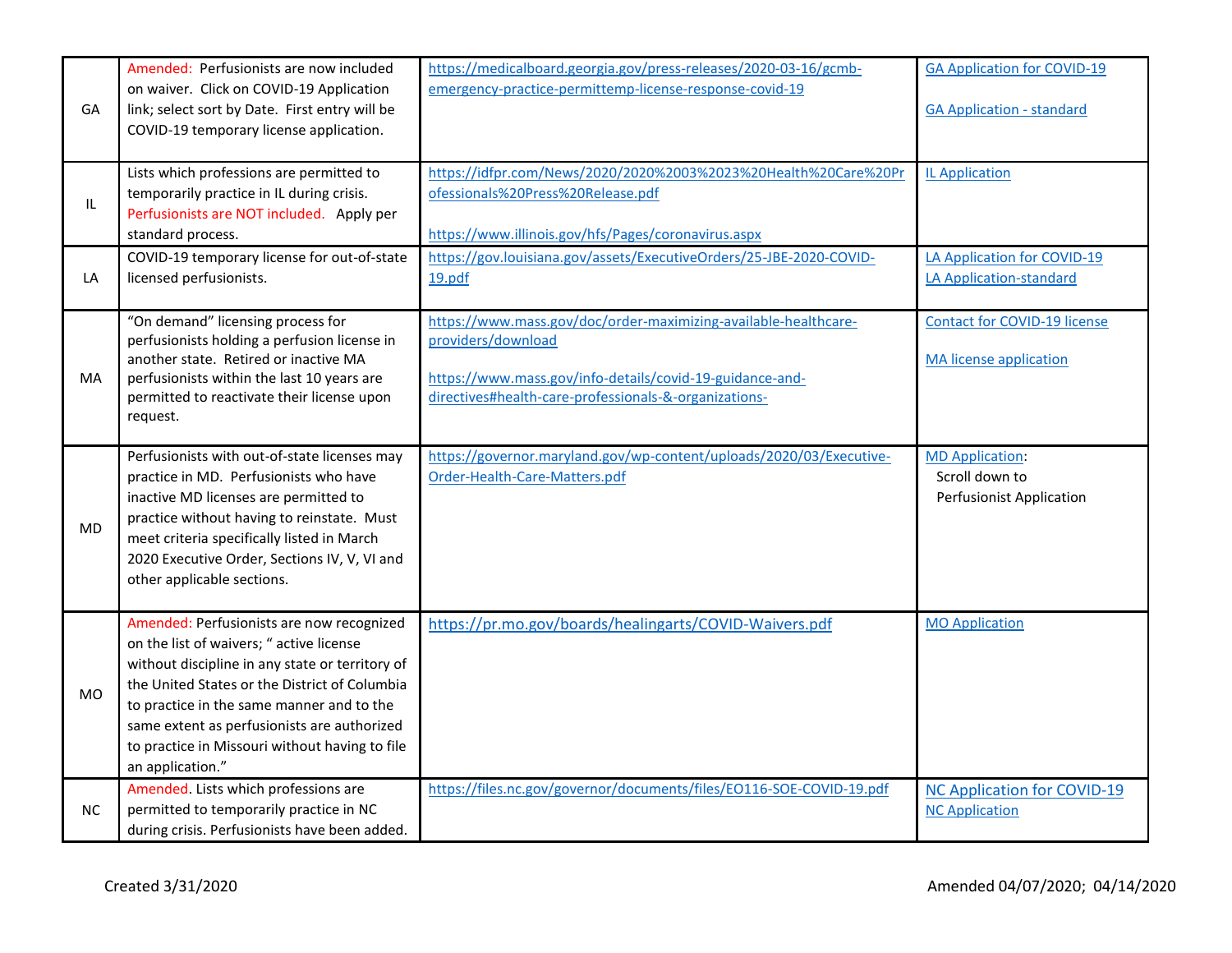| | | | |
|---|---|---|---|
| GA | Amended: Perfusionists are now included on waiver. Click on COVID-19 Application link; select sort by Date. First entry will be COVID-19 temporary license application. | https://medicalboard.georgia.gov/press-releases/2020-03-16/gcmb-emergency-practice-permittemp-license-response-covid-19 | GA Application for COVID-19<br><br>GA Application - standard |
| IL | Lists which professions are permitted to temporarily practice in IL during crisis. Perfusionists are NOT included. Apply per standard process. | https://idfpr.com/News/2020/2020%2003%2023%20Health%20Care%20Professionals%20Press%20Release.pdf<br><br>https://www.illinois.gov/hfs/Pages/coronavirus.aspx | IL Application |
| LA | COVID-19 temporary license for out-of-state licensed perfusionists. | https://gov.louisiana.gov/assets/ExecutiveOrders/25-JBE-2020-COVID-19.pdf | LA Application for COVID-19<br>LA Application-standard |
| MA | "On demand" licensing process for perfusionists holding a perfusion license in another state. Retired or inactive MA perfusionists within the last 10 years are permitted to reactivate their license upon request. | https://www.mass.gov/doc/order-maximizing-available-healthcare-providers/download<br><br>https://www.mass.gov/info-details/covid-19-guidance-and-directives#health-care-professionals-&-organizations- | Contact for COVID-19 license<br><br>MA license application |
| MD | Perfusionists with out-of-state licenses may practice in MD. Perfusionists who have inactive MD licenses are permitted to practice without having to reinstate. Must meet criteria specifically listed in March 2020 Executive Order, Sections IV, V, VI and other applicable sections. | https://governor.maryland.gov/wp-content/uploads/2020/03/Executive-Order-Health-Care-Matters.pdf | MD Application:<br>Scroll down to Perfusionist Application |
| MO | Amended: Perfusionists are now recognized on the list of waivers; " active license without discipline in any state or territory of the United States or the District of Columbia to practice in the same manner and to the same extent as perfusionists are authorized to practice in Missouri without having to file an application." | https://pr.mo.gov/boards/healingarts/COVID-Waivers.pdf | MO Application |
| NC | Amended. Lists which professions are permitted to temporarily practice in NC during crisis. Perfusionists have been added. | https://files.nc.gov/governor/documents/files/EO116-SOE-COVID-19.pdf | NC Application for COVID-19<br>NC Application |

Created 3/31/2020

Amended 04/07/2020; 04/14/2020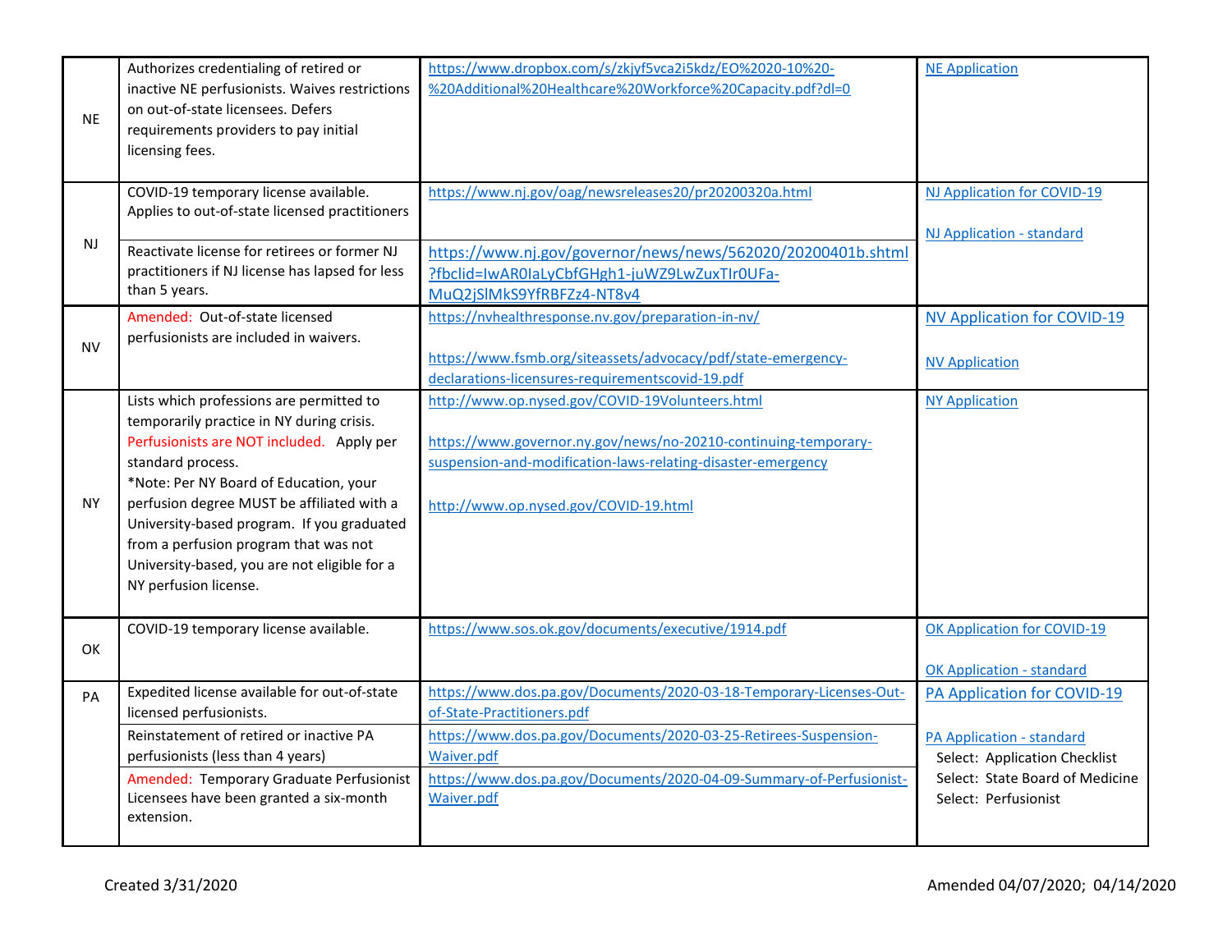| | | | |
|---|---|---|---|
| NE | Authorizes credentialing of retired or inactive NE perfusionists. Waives restrictions on out-of-state licensees. Defers requirements providers to pay initial licensing fees. | https://www.dropbox.com/s/zkjyf5vca2i5kdz/EO%2020-10%20-%20Additional%20Healthcare%20Workforce%20Capacity.pdf?dl=0 | NE Application |
| NJ | COVID-19 temporary license available. Applies to out-of-state licensed practitioners | https://www.nj.gov/oag/newsreleases20/pr20200320a.html | NJ Application for COVID-19<br><br>NJ Application - standard |
| | Reactivate license for retirees or former NJ practitioners if NJ license has lapsed for less than 5 years. | https://www.nj.gov/governor/news/news/562020/20200401b.shtml?fbclid=IwAR0IaLyCbfGHgh1-juWZ9LwZuxTIr0UFa-MuQ2jSlMkS9YfRBFZz4-NT8v4 | |
| NV | Amended: Out-of-state licensed perfusionists are included in waivers. | https://nvhealthresponse.nv.gov/preparation-in-nv/<br><br>https://www.fsmb.org/siteassets/advocacy/pdf/state-emergency-declarations-licensures-requirementscovid-19.pdf | NV Application for COVID-19<br><br>NV Application |
| NY | Lists which professions are permitted to temporarily practice in NY during crisis. Perfusionists are NOT included. Apply per standard process.<br>*Note: Per NY Board of Education, your perfusion degree MUST be affiliated with a University-based program. If you graduated from a perfusion program that was not University-based, you are not eligible for a NY perfusion license. | http://www.op.nysed.gov/COVID-19Volunteers.html<br><br>https://www.governor.ny.gov/news/no-20210-continuing-temporary-suspension-and-modification-laws-relating-disaster-emergency<br><br>http://www.op.nysed.gov/COVID-19.html | NY Application |
| OK | COVID-19 temporary license available. | https://www.sos.ok.gov/documents/executive/1914.pdf | OK Application for COVID-19<br><br>OK Application - standard |
| PA | Expedited license available for out-of-state licensed perfusionists. | https://www.dos.pa.gov/Documents/2020-03-18-Temporary-Licenses-Out-of-State-Practitioners.pdf | PA Application for COVID-19<br><br>PA Application - standard<br>Select: Application Checklist<br>Select: State Board of Medicine<br>Select: Perfusionist |
| | Reinstatement of retired or inactive PA perfusionists (less than 4 years) | https://www.dos.pa.gov/Documents/2020-03-25-Retirees-Suspension-Waiver.pdf | |
| | Amended: Temporary Graduate Perfusionist Licensees have been granted a six-month extension. | https://www.dos.pa.gov/Documents/2020-04-09-Summary-of-Perfusionist-Waiver.pdf | |

Created 3/31/2020

Amended 04/07/2020; 04/14/2020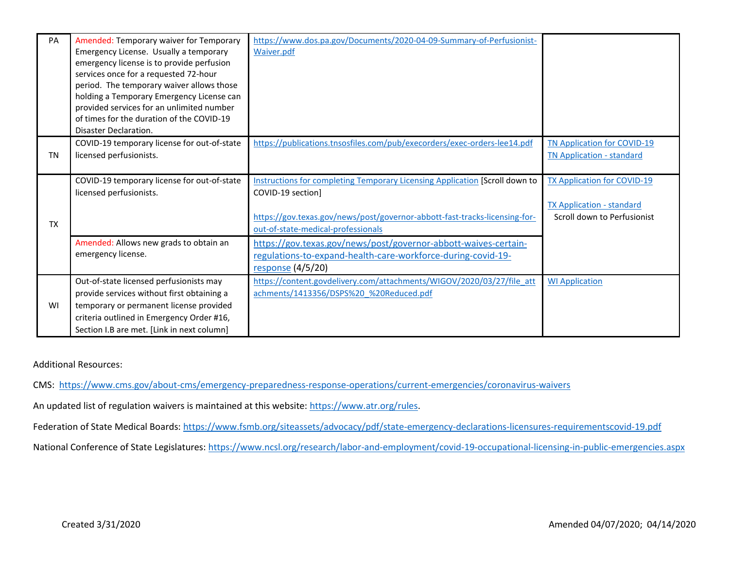| | | | |
|---|---|---|---|
| PA | Amended: Temporary waiver for Temporary Emergency License. Usually a temporary emergency license is to provide perfusion services once for a requested 72-hour period. The temporary waiver allows those holding a Temporary Emergency License can provided services for an unlimited number of times for the duration of the COVID-19 Disaster Declaration. | https://www.dos.pa.gov/Documents/2020-04-09-Summary-of-Perfusionist-Waiver.pdf | |
| TN | COVID-19 temporary license for out-of-state licensed perfusionists. | https://publications.tnsosfiles.com/pub/execorders/exec-orders-lee14.pdf | TN Application for COVID-19<br>TN Application - standard |
| TX | COVID-19 temporary license for out-of-state licensed perfusionists. | Instructions for completing Temporary Licensing Application [Scroll down to COVID-19 section]<br><br>https://gov.texas.gov/news/post/governor-abbott-fast-tracks-licensing-for-out-of-state-medical-professionals | TX Application for COVID-19<br><br>TX Application - standard<br>Scroll down to Perfusionist |
| | Amended: Allows new grads to obtain an emergency license. | https://gov.texas.gov/news/post/governor-abbott-waives-certain-regulations-to-expand-health-care-workforce-during-covid-19-response (4/5/20) | |
| WI | Out-of-state licensed perfusionists may provide services without first obtaining a temporary or permanent license provided criteria outlined in Emergency Order #16, Section I.B are met. [Link in next column] | https://content.govdelivery.com/attachments/WIGOV/2020/03/27/file_attachments/1413356/DSPS%20_%20Reduced.pdf | WI Application |

Additional Resources:

CMS: https://www.cms.gov/about-cms/emergency-preparedness-response-operations/current-emergencies/coronavirus-waivers

An updated list of regulation waivers is maintained at this website: https://www.atr.org/rules.

Federation of State Medical Boards: https://www.fsmb.org/siteassets/advocacy/pdf/state-emergency-declarations-licensures-requirementscovid-19.pdf

National Conference of State Legislatures: https://www.ncsl.org/research/labor-and-employment/covid-19-occupational-licensing-in-public-emergencies.aspx

Created 3/31/2020

Amended 04/07/2020; 04/14/2020